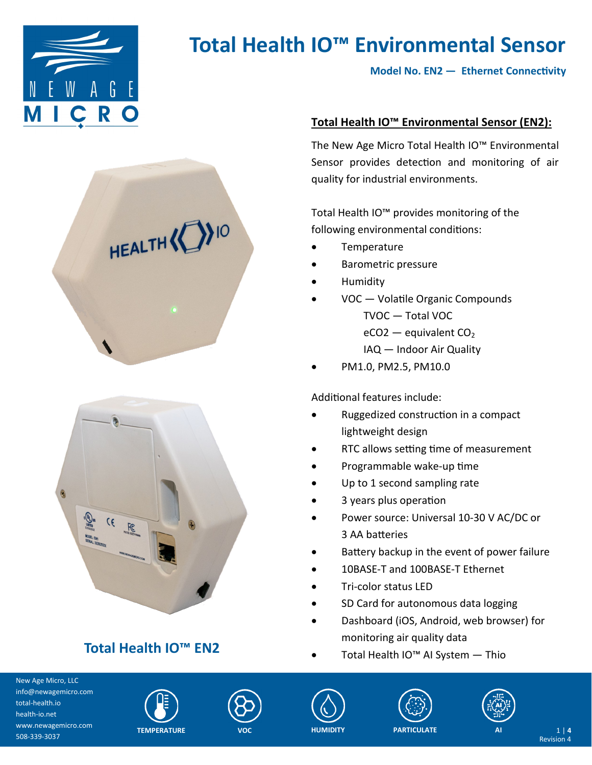# Total Health IO™ Environmental Sensor

**Model No. EN2 — Ethernet Connectivity**

## Total Health IO™ Environmental Sensor (EN2):

The New Age Micro Total Health IO™ Environmental Sensor provides detection and monitoring of air quality for industrial environments.

Total Health IO™ provides monitoring of the following environmental conditions:

- Temperature
- Barometric pressure
- Humidity
- VOC — Volatile Organic Compounds
  - TVOC — Total VOC
  - eCO2 — equivalent $CO_2$
  - IAQ — Indoor Air Quality
- PM1.0, PM2.5, PM10.0

Additional features include:

- Ruggedized construction in a compact lightweight design
- RTC allows setting time of measurement
- Programmable wake-up time
- Up to 1 second sampling rate
- 3 years plus operation
- Power source: Universal 10-30 V AC/DC or 3 AA batteries
- Battery backup in the event of power failure
- 10BASE-T and 100BASE-T Ethernet
- Tri-color status LED
- SD Card for autonomous data logging
- Dashboard (iOS, Android, web browser) for monitoring air quality data
- Total Health IO™ AI System — Thio

**Total Health IO™ EN2**

New Age Micro, LLC
info@newagemicro.com
total-health.io
health-io.net
www.newagemicro.com
508-339-3037

TEMPERATURE | VOC | HUMIDITY | PARTICULATE | AI

Revision 4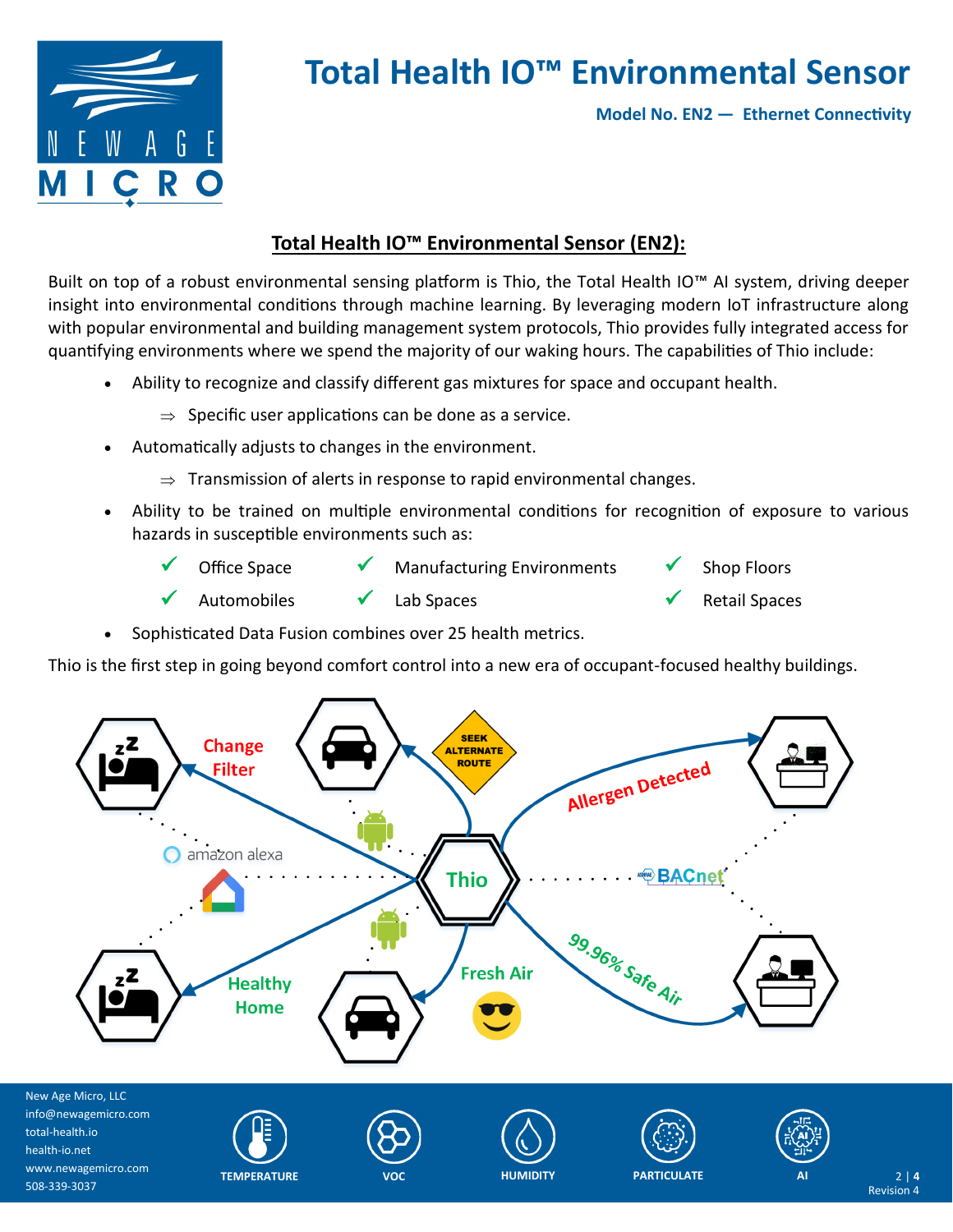# Total Health IO™ Environmental Sensor

**Model No. EN2 — Ethernet Connectivity**

## Total Health IO™ Environmental Sensor (EN2):

Built on top of a robust environmental sensing platform is Thio, the Total Health IO™ AI system, driving deeper insight into environmental conditions through machine learning. By leveraging modern IoT infrastructure along with popular environmental and building management system protocols, Thio provides fully integrated access for quantifying environments where we spend the majority of our waking hours. The capabilities of Thio include:

- Ability to recognize and classify different gas mixtures for space and occupant health.
  - ⇒ Specific user applications can be done as a service.
- Automatically adjusts to changes in the environment.
  - ⇒ Transmission of alerts in response to rapid environmental changes.
- Ability to be trained on multiple environmental conditions for recognition of exposure to various hazards in susceptible environments such as:
  - ✓ Office Space
  - ✓ Manufacturing Environments
  - ✓ Shop Floors
  - ✓ Automobiles
  - ✓ Lab Spaces
  - ✓ Retail Spaces
- Sophisticated Data Fusion combines over 25 health metrics.

Thio is the first step in going beyond comfort control into a new era of occupant-focused healthy buildings.

Change Filter | SEEK ALTERNATE ROUTE | Allergen Detected | amazon alexa | Thio | BACnet | Healthy Home | Fresh Air | 99.96% Safe Air

New Age Micro, LLC
info@newagemicro.com
total-health.io
health-io.net
www.newagemicro.com
508-339-3037

TEMPERATURE | VOC | HUMIDITY | PARTICULATE | AI

Revision 4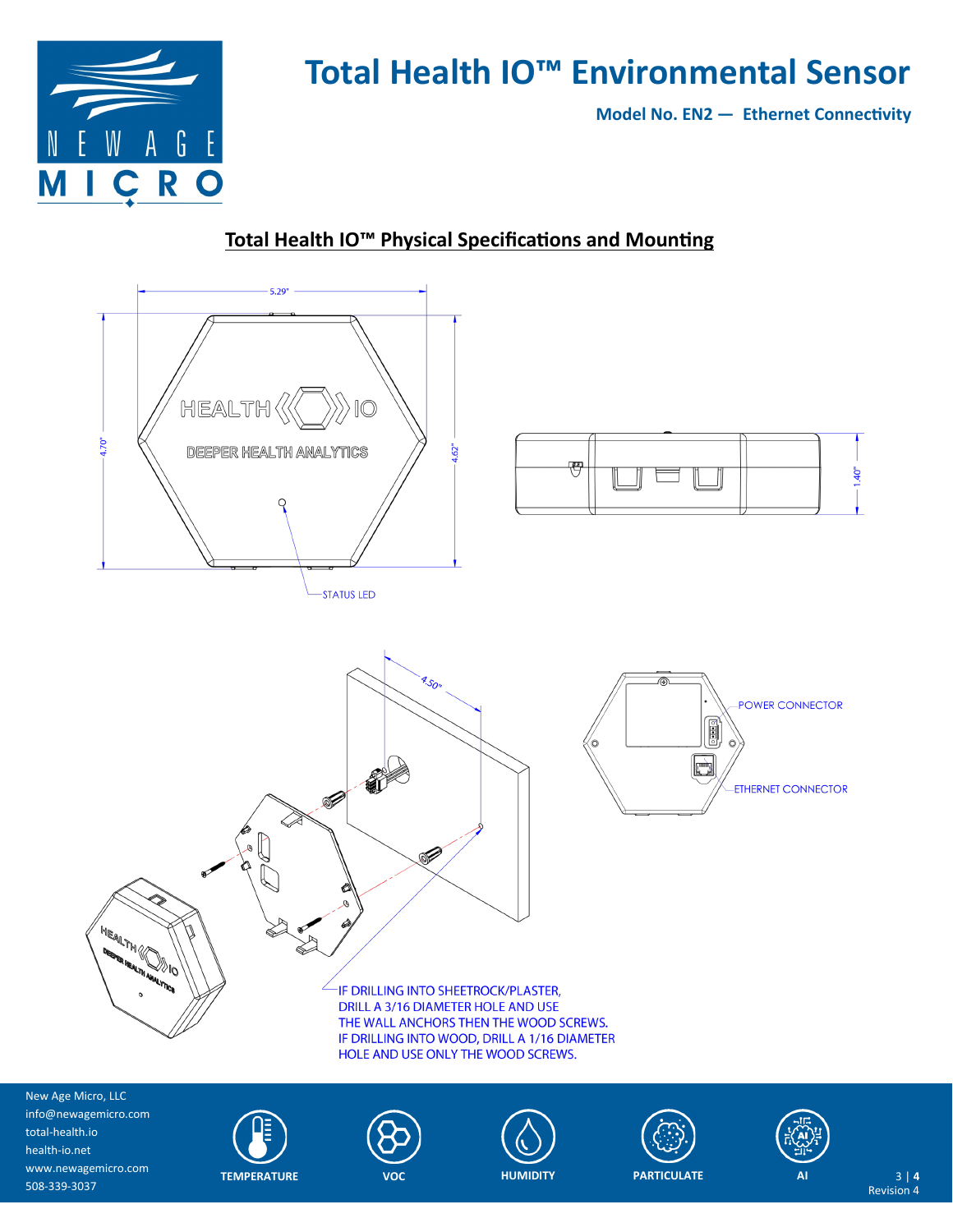# Total Health IO™ Environmental Sensor

**Model No. EN2 — Ethernet Connectivity**

## Total Health IO™ Physical Specifications and Mounting

5.29"

4.70"

4.62"

1.40"

STATUS LED

4.50"

POWER CONNECTOR

ETHERNET CONNECTOR

IF DRILLING INTO SHEETROCK/PLASTER, DRILL A 3/16 DIAMETER HOLE AND USE THE WALL ANCHORS THEN THE WOOD SCREWS. IF DRILLING INTO WOOD, DRILL A 1/16 DIAMETER HOLE AND USE ONLY THE WOOD SCREWS.

New Age Micro, LLC
info@newagemicro.com
total-health.io
health-io.net
www.newagemicro.com
508-339-3037

TEMPERATURE | VOC | HUMIDITY | PARTICULATE | AI

Revision 4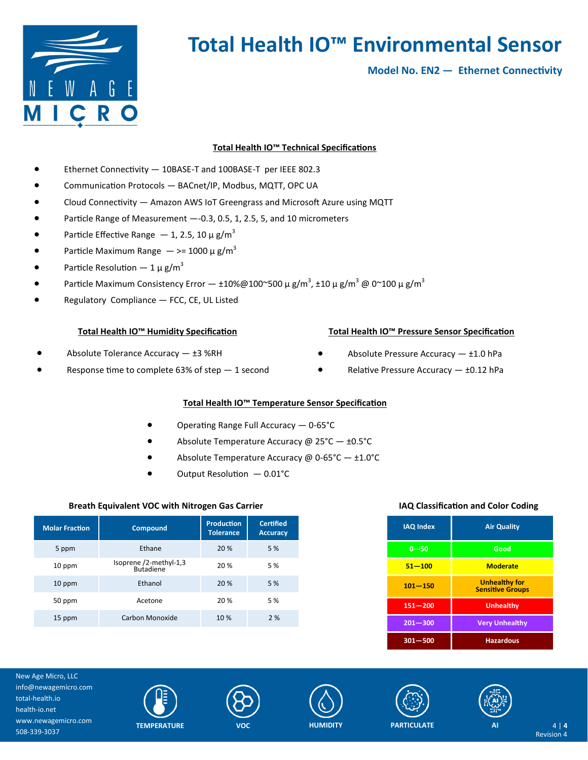# Total Health IO™ Environmental Sensor

### Model No. EN2 — Ethernet Connectivity

NEW AGE MICRO

## Total Health IO™ Technical Specifications

- Ethernet Connectivity — 10BASE-T and 100BASE-T per IEEE 802.3
- Communication Protocols — BACnet/IP, Modbus, MQTT, OPC UA
- Cloud Connectivity — Amazon AWS IoT Greengrass and Microsoft Azure using MQTT
- Particle Range of Measurement —-0.3, 0.5, 1, 2.5, 5, and 10 micrometers
- Particle Effective Range — 1, 2.5, 10 µ g/m$^3$
- Particle Maximum Range — >= 1000 µ g/m$^3$
- Particle Resolution — 1 µ g/m$^3$
- Particle Maximum Consistency Error — ±10%@100~500 µ g/m$^3$, ±10 µ g/m$^3$ @ 0~100 µ g/m$^3$
- Regulatory Compliance — FCC, CE, UL Listed

## Total Health IO™ Humidity Specification

- Absolute Tolerance Accuracy — ±3 %RH
- Response time to complete 63% of step — 1 second

## Total Health IO™ Pressure Sensor Specification

- Absolute Pressure Accuracy — ±1.0 hPa
- Relative Pressure Accuracy — ±0.12 hPa

## Total Health IO™ Temperature Sensor Specification

- Operating Range Full Accuracy — 0-65°C
- Absolute Temperature Accuracy @ 25°C — ±0.5°C
- Absolute Temperature Accuracy @ 0-65°C — ±1.0°C
- Output Resolution — 0.01°C

### Breath Equivalent VOC with Nitrogen Gas Carrier

| Molar Fraction | Compound | Production Tolerance | Certified Accuracy |
|---|---|---|---|
| 5 ppm | Ethane | 20 % | 5 % |
| 10 ppm | Isoprene /2-methyl-1,3 Butadiene | 20 % | 5 % |
| 10 ppm | Ethanol | 20 % | 5 % |
| 50 ppm | Acetone | 20 % | 5 % |
| 15 ppm | Carbon Monoxide | 10 % | 2 % |

### IAQ Classification and Color Coding

| IAQ Index | Air Quality |
|---|---|
| 0—50 | Good |
| 51—100 | Moderate |
| 101—150 | Unhealthy for Sensitive Groups |
| 151—200 | Unhealthy |
| 201—300 | Very Unhealthy |
| 301—500 | Hazardous |

New Age Micro, LLC
info@newagemicro.com
total-health.io
health-io.net
www.newagemicro.com
508-339-3037

TEMPERATURE VOC HUMIDITY PARTICULATE AI

Revision 4